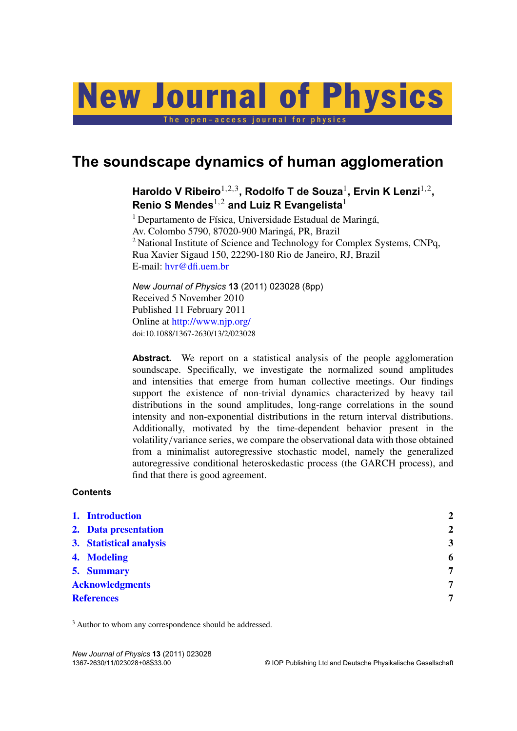# New Journal of Physics

The open–access journal for physics

# The soundscape dynamics of human agglomeration

**Haroldo V Ribeiro**[1,2,3], **Rodolfo T de Souza**[1], **Ervin K Lenzi**[1,2], **Renio S Mendes**[1,2] **and Luiz R Evangelista**[1]

[1] Departamento de Física, Universidade Estadual de Maringá, Av. Colombo 5790, 87020-900 Maringá, PR, Brazil
[2] National Institute of Science and Technology for Complex Systems, CNPq, Rua Xavier Sigaud 150, 22290-180 Rio de Janeiro, RJ, Brazil
E-mail: hvr@dfi.uem.br

*New Journal of Physics* **13** (2011) 023028 (8pp)
Received 5 November 2010
Published 11 February 2011
Online at http://www.njp.org/
doi:10.1088/1367-2630/13/2/023028

**Abstract.** We report on a statistical analysis of the people agglomeration soundscape. Specifically, we investigate the normalized sound amplitudes and intensities that emerge from human collective meetings. Our findings support the existence of non-trivial dynamics characterized by heavy tail distributions in the sound amplitudes, long-range correlations in the sound intensity and non-exponential distributions in the return interval distributions. Additionally, motivated by the time-dependent behavior present in the volatility/variance series, we compare the observational data with those obtained from a minimalist autoregressive stochastic model, namely the generalized autoregressive conditional heteroskedastic process (the GARCH process), and find that there is good agreement.

**Contents**

| | |
|---|---|
| 1. Introduction | 2 |
| 2. Data presentation | 2 |
| 3. Statistical analysis | 3 |
| 4. Modeling | 6 |
| 5. Summary | 7 |
| Acknowledgments | 7 |
| References | 7 |

[3] Author to whom any correspondence should be addressed.

1367-2630/11/023028+08$33.00 © IOP Publishing Ltd and Deutsche Physikalische Gesellschaft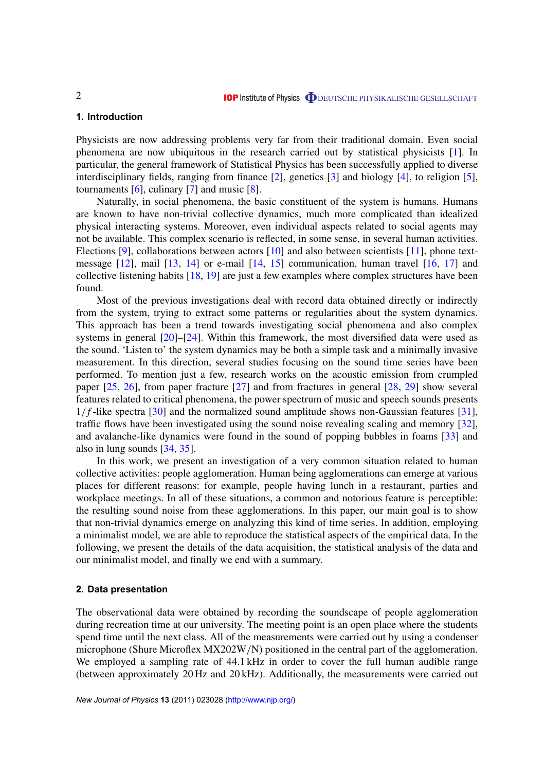## 1. Introduction

Physicists are now addressing problems very far from their traditional domain. Even social phenomena are now ubiquitous in the research carried out by statistical physicists [1]. In particular, the general framework of Statistical Physics has been successfully applied to diverse interdisciplinary fields, ranging from finance [2], genetics [3] and biology [4], to religion [5], tournaments [6], culinary [7] and music [8].

Naturally, in social phenomena, the basic constituent of the system is humans. Humans are known to have non-trivial collective dynamics, much more complicated than idealized physical interacting systems. Moreover, even individual aspects related to social agents may not be available. This complex scenario is reflected, in some sense, in several human activities. Elections [9], collaborations between actors [10] and also between scientists [11], phone text-message [12], mail [13, 14] or e-mail [14, 15] communication, human travel [16, 17] and collective listening habits [18, 19] are just a few examples where complex structures have been found.

Most of the previous investigations deal with record data obtained directly or indirectly from the system, trying to extract some patterns or regularities about the system dynamics. This approach has been a trend towards investigating social phenomena and also complex systems in general [20]–[24]. Within this framework, the most diversified data were used as the sound. 'Listen to' the system dynamics may be both a simple task and a minimally invasive measurement. In this direction, several studies focusing on the sound time series have been performed. To mention just a few, research works on the acoustic emission from crumpled paper [25, 26], from paper fracture [27] and from fractures in general [28, 29] show several features related to critical phenomena, the power spectrum of music and speech sounds presents $1/f$-like spectra [30] and the normalized sound amplitude shows non-Gaussian features [31], traffic flows have been investigated using the sound noise revealing scaling and memory [32], and avalanche-like dynamics were found in the sound of popping bubbles in foams [33] and also in lung sounds [34, 35].

In this work, we present an investigation of a very common situation related to human collective activities: people agglomeration. Human being agglomerations can emerge at various places for different reasons: for example, people having lunch in a restaurant, parties and workplace meetings. In all of these situations, a common and notorious feature is perceptible: the resulting sound noise from these agglomerations. In this paper, our main goal is to show that non-trivial dynamics emerge on analyzing this kind of time series. In addition, employing a minimalist model, we are able to reproduce the statistical aspects of the empirical data. In the following, we present the details of the data acquisition, the statistical analysis of the data and our minimalist model, and finally we end with a summary.

## 2. Data presentation

The observational data were obtained by recording the soundscape of people agglomeration during recreation time at our university. The meeting point is an open place where the students spend time until the next class. All of the measurements were carried out by using a condenser microphone (Shure Microflex MX202W/N) positioned in the central part of the agglomeration. We employed a sampling rate of 44.1 kHz in order to cover the full human audible range (between approximately 20 Hz and 20 kHz). Additionally, the measurements were carried out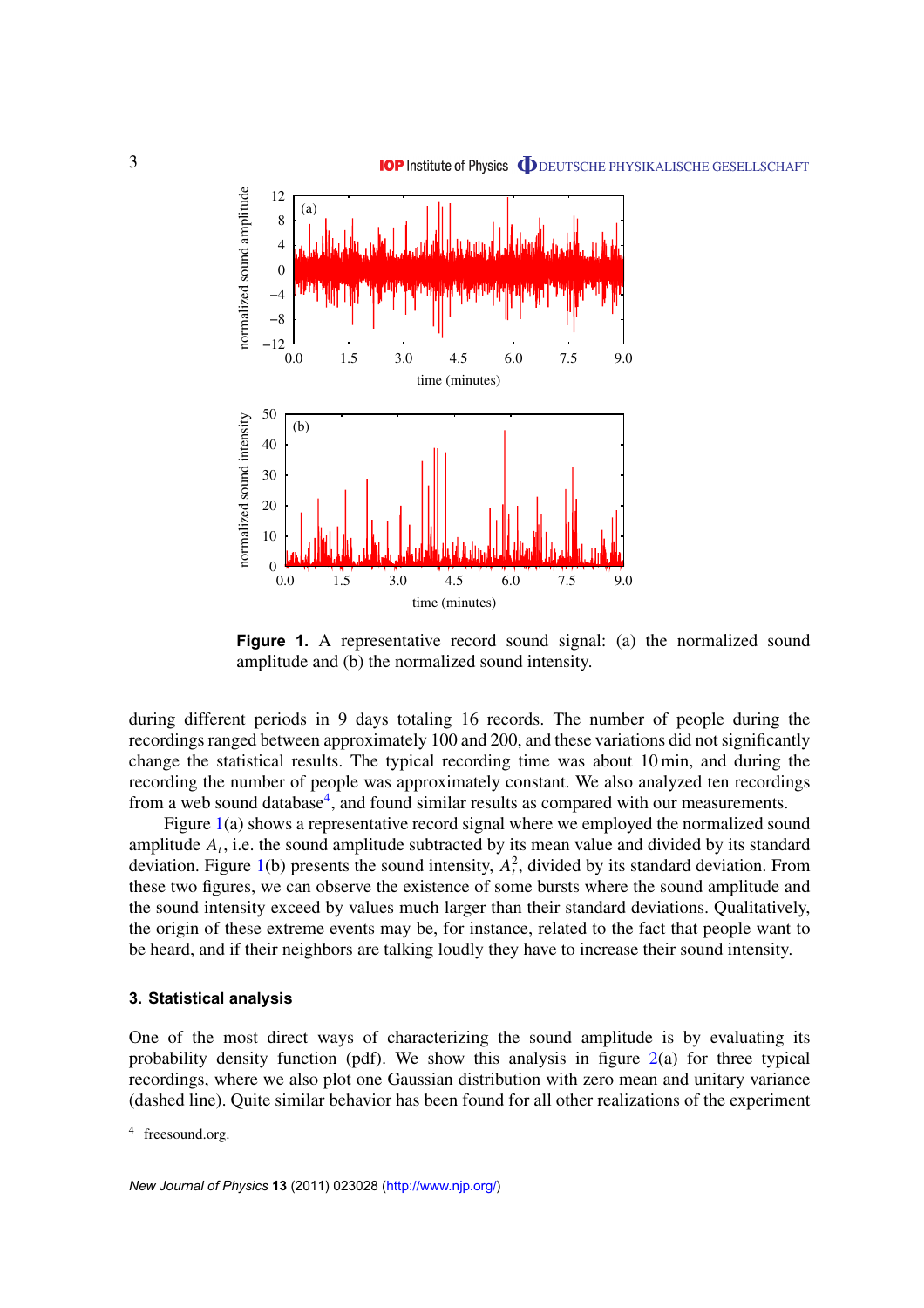**Figure 1.** A representative record sound signal: (a) the normalized sound amplitude and (b) the normalized sound intensity.

during different periods in 9 days totaling 16 records. The number of people during the recordings ranged between approximately 100 and 200, and these variations did not significantly change the statistical results. The typical recording time was about 10 min, and during the recording the number of people was approximately constant. We also analyzed ten recordings from a web sound database[4], and found similar results as compared with our measurements.

Figure 1(a) shows a representative record signal where we employed the normalized sound amplitude $A_t$, i.e. the sound amplitude subtracted by its mean value and divided by its standard deviation. Figure 1(b) presents the sound intensity, $A_t^2$, divided by its standard deviation. From these two figures, we can observe the existence of some bursts where the sound amplitude and the sound intensity exceed by values much larger than their standard deviations. Qualitatively, the origin of these extreme events may be, for instance, related to the fact that people want to be heard, and if their neighbors are talking loudly they have to increase their sound intensity.

## 3. Statistical analysis

One of the most direct ways of characterizing the sound amplitude is by evaluating its probability density function (pdf). We show this analysis in figure 2(a) for three typical recordings, where we also plot one Gaussian distribution with zero mean and unitary variance (dashed line). Quite similar behavior has been found for all other realizations of the experiment

[4] freesound.org.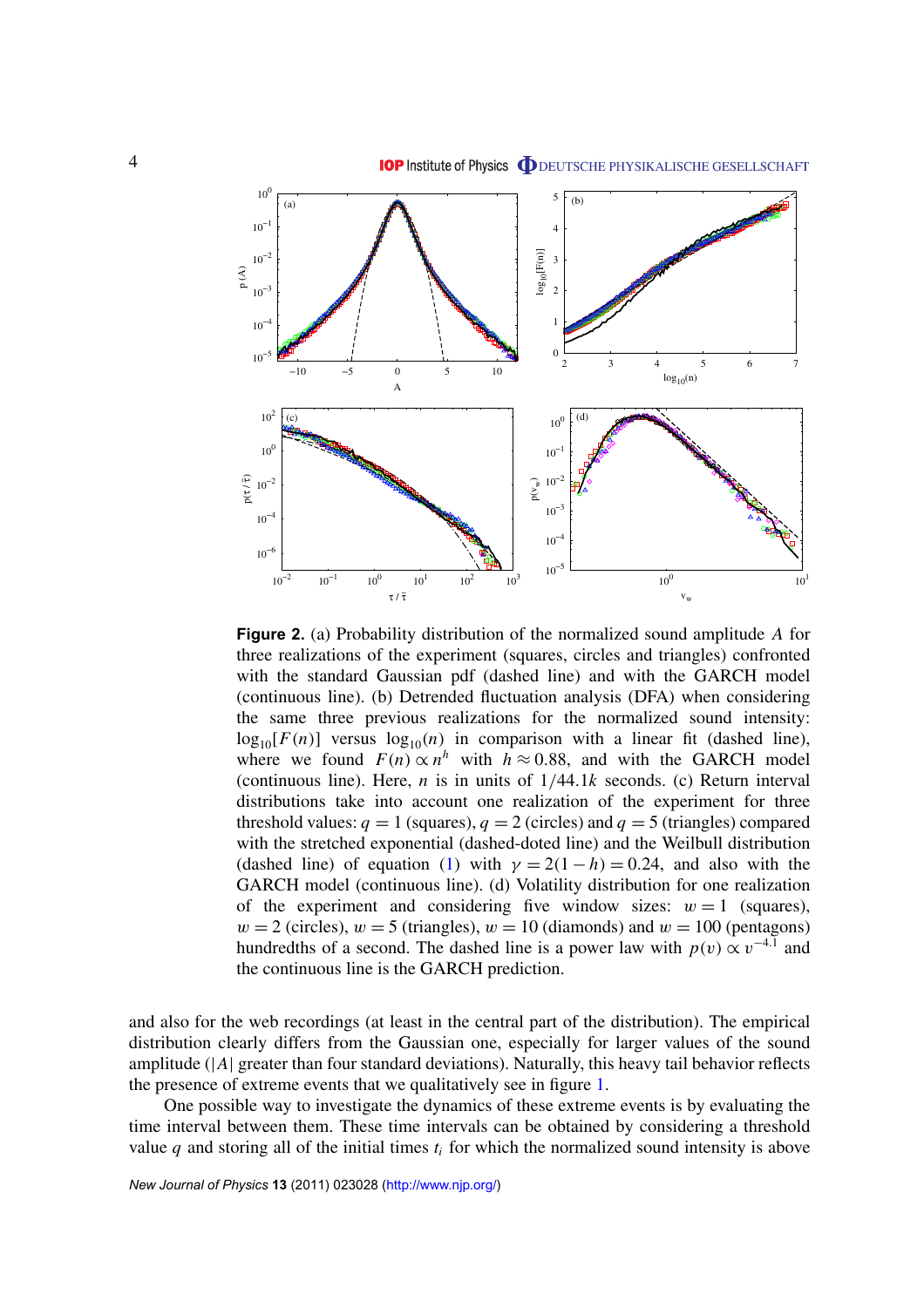**Figure 2.** (a) Probability distribution of the normalized sound amplitude $A$ for three realizations of the experiment (squares, circles and triangles) confronted with the standard Gaussian pdf (dashed line) and with the GARCH model (continuous line). (b) Detrended fluctuation analysis (DFA) when considering the same three previous realizations for the normalized sound intensity: $\log_{10}[F(n)]$ versus $\log_{10}(n)$ in comparison with a linear fit (dashed line), where we found $F(n) \propto n^h$ with $h \approx 0.88$, and with the GARCH model (continuous line). Here, $n$ is in units of $1/44.1k$ seconds. (c) Return interval distributions take into account one realization of the experiment for three threshold values: $q = 1$ (squares), $q = 2$ (circles) and $q = 5$ (triangles) compared with the stretched exponential (dashed-doted line) and the Weibull distribution (dashed line) of equation (1) with $\gamma = 2(1-h) = 0.24$, and also with the GARCH model (continuous line). (d) Volatility distribution for one realization of the experiment and considering five window sizes: $w = 1$ (squares), $w = 2$ (circles), $w = 5$ (triangles), $w = 10$ (diamonds) and $w = 100$ (pentagons) hundredths of a second. The dashed line is a power law with $p(v) \propto v^{-4.1}$ and the continuous line is the GARCH prediction.

and also for the web recordings (at least in the central part of the distribution). The empirical distribution clearly differs from the Gaussian one, especially for larger values of the sound amplitude ($|A|$ greater than four standard deviations). Naturally, this heavy tail behavior reflects the presence of extreme events that we qualitatively see in figure 1.

One possible way to investigate the dynamics of these extreme events is by evaluating the time interval between them. These time intervals can be obtained by considering a threshold value $q$ and storing all of the initial times $t_i$ for which the normalized sound intensity is above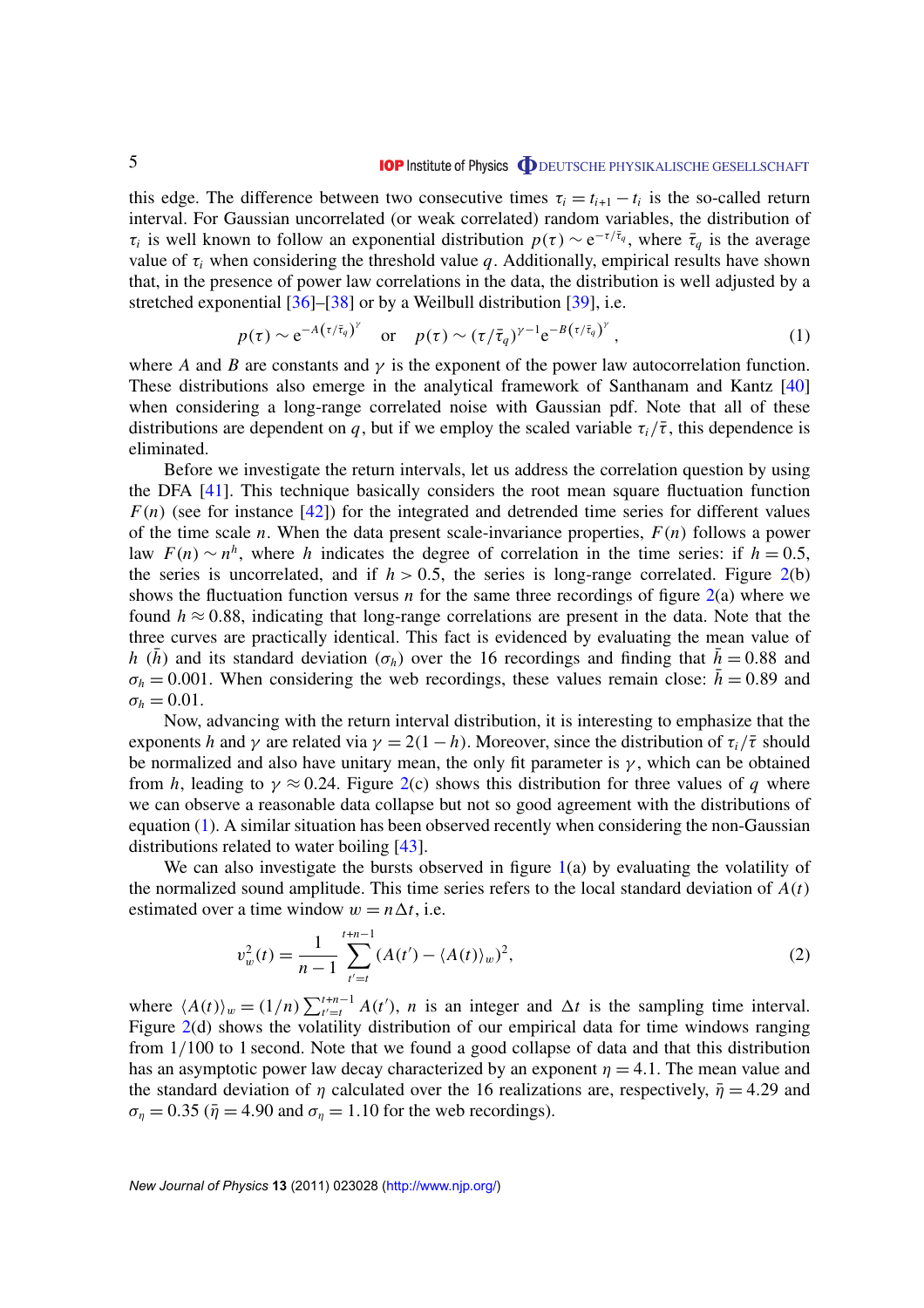this edge. The difference between two consecutive times $\tau_i = t_{i+1} - t_i$ is the so-called return interval. For Gaussian uncorrelated (or weak correlated) random variables, the distribution of $\tau_i$ is well known to follow an exponential distribution $p(\tau) \sim e^{-\tau/\bar{\tau}_q}$, where $\bar{\tau}_q$ is the average value of $\tau_i$ when considering the threshold value $q$. Additionally, empirical results have shown that, in the presence of power law correlations in the data, the distribution is well adjusted by a stretched exponential [36]–[38] or by a Weilbull distribution [39], i.e.

$$p(\tau) \sim e^{-A(\tau/\bar{\tau}_q)^\gamma} \quad \text{or} \quad p(\tau) \sim (\tau/\bar{\tau}_q)^{\gamma-1} e^{-B(\tau/\bar{\tau}_q)^\gamma}, \tag{1}$$

where $A$ and $B$ are constants and $\gamma$ is the exponent of the power law autocorrelation function. These distributions also emerge in the analytical framework of Santhanam and Kantz [40] when considering a long-range correlated noise with Gaussian pdf. Note that all of these distributions are dependent on $q$, but if we employ the scaled variable $\tau_i/\bar{\tau}$, this dependence is eliminated.

Before we investigate the return intervals, let us address the correlation question by using the DFA [41]. This technique basically considers the root mean square fluctuation function $F(n)$ (see for instance [42]) for the integrated and detrended time series for different values of the time scale $n$. When the data present scale-invariance properties, $F(n)$ follows a power law $F(n) \sim n^h$, where $h$ indicates the degree of correlation in the time series: if $h = 0.5$, the series is uncorrelated, and if $h > 0.5$, the series is long-range correlated. Figure 2(b) shows the fluctuation function versus $n$ for the same three recordings of figure 2(a) where we found $h \approx 0.88$, indicating that long-range correlations are present in the data. Note that the three curves are practically identical. This fact is evidenced by evaluating the mean value of $h$ ($\bar{h}$) and its standard deviation ($\sigma_h$) over the 16 recordings and finding that $\bar{h} = 0.88$ and $\sigma_h = 0.001$. When considering the web recordings, these values remain close: $\bar{h} = 0.89$ and $\sigma_h = 0.01$.

Now, advancing with the return interval distribution, it is interesting to emphasize that the exponents $h$ and $\gamma$ are related via $\gamma = 2(1 - h)$. Moreover, since the distribution of $\tau_i/\bar{\tau}$ should be normalized and also have unitary mean, the only fit parameter is $\gamma$, which can be obtained from $h$, leading to $\gamma \approx 0.24$. Figure 2(c) shows this distribution for three values of $q$ where we can observe a reasonable data collapse but not so good agreement with the distributions of equation (1). A similar situation has been observed recently when considering the non-Gaussian distributions related to water boiling [43].

We can also investigate the bursts observed in figure 1(a) by evaluating the volatility of the normalized sound amplitude. This time series refers to the local standard deviation of $A(t)$ estimated over a time window $w = n\Delta t$, i.e.

$$v_w^2(t) = \frac{1}{n-1} \sum_{t'=t}^{t+n-1} (A(t') - \langle A(t) \rangle_w)^2, \tag{2}$$

where $\langle A(t) \rangle_w = (1/n) \sum_{t'=t}^{t+n-1} A(t')$, $n$ is an integer and $\Delta t$ is the sampling time interval. Figure 2(d) shows the volatility distribution of our empirical data for time windows ranging from 1/100 to 1 second. Note that we found a good collapse of data and that this distribution has an asymptotic power law decay characterized by an exponent $\eta = 4.1$. The mean value and the standard deviation of $\eta$ calculated over the 16 realizations are, respectively, $\bar{\eta} = 4.29$ and $\sigma_\eta = 0.35$ ($\bar{\eta} = 4.90$ and $\sigma_\eta = 1.10$ for the web recordings).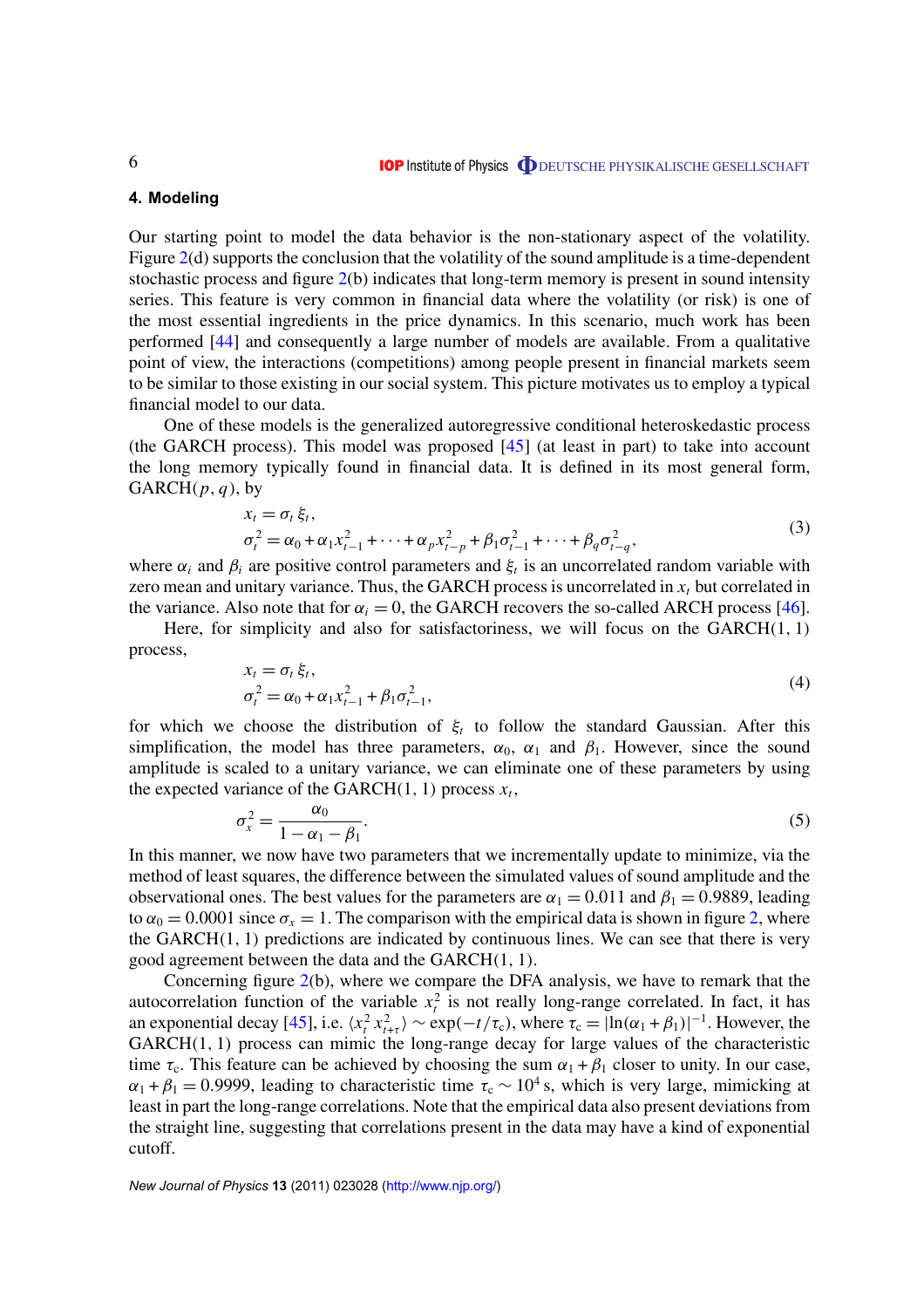## 4. Modeling

Our starting point to model the data behavior is the non-stationary aspect of the volatility. Figure 2(d) supports the conclusion that the volatility of the sound amplitude is a time-dependent stochastic process and figure 2(b) indicates that long-term memory is present in sound intensity series. This feature is very common in financial data where the volatility (or risk) is one of the most essential ingredients in the price dynamics. In this scenario, much work has been performed [44] and consequently a large number of models are available. From a qualitative point of view, the interactions (competitions) among people present in financial markets seem to be similar to those existing in our social system. This picture motivates us to employ a typical financial model to our data.

One of these models is the generalized autoregressive conditional heteroskedastic process (the GARCH process). This model was proposed [45] (at least in part) to take into account the long memory typically found in financial data. It is defined in its most general form, GARCH$(p, q)$, by

$$
\begin{aligned}
x_t &= \sigma_t \, \xi_t, \\
\sigma_t^2 &= \alpha_0 + \alpha_1 x_{t-1}^2 + \cdots + \alpha_p x_{t-p}^2 + \beta_1 \sigma_{t-1}^2 + \cdots + \beta_q \sigma_{t-q}^2,
\end{aligned}
\tag{3}
$$

where $\alpha_i$ and $\beta_i$ are positive control parameters and $\xi_t$ is an uncorrelated random variable with zero mean and unitary variance. Thus, the GARCH process is uncorrelated in $x_t$ but correlated in the variance. Also note that for $\alpha_i = 0$, the GARCH recovers the so-called ARCH process [46].

Here, for simplicity and also for satisfactoriness, we will focus on the GARCH(1, 1) process,

$$
\begin{aligned}
x_t &= \sigma_t \, \xi_t, \\
\sigma_t^2 &= \alpha_0 + \alpha_1 x_{t-1}^2 + \beta_1 \sigma_{t-1}^2,
\end{aligned}
\tag{4}
$$

for which we choose the distribution of $\xi_t$ to follow the standard Gaussian. After this simplification, the model has three parameters, $\alpha_0$, $\alpha_1$ and $\beta_1$. However, since the sound amplitude is scaled to a unitary variance, we can eliminate one of these parameters by using the expected variance of the GARCH(1, 1) process $x_t$,

$$
\sigma_x^2 = \frac{\alpha_0}{1 - \alpha_1 - \beta_1}.
\tag{5}
$$

In this manner, we now have two parameters that we incrementally update to minimize, via the method of least squares, the difference between the simulated values of sound amplitude and the observational ones. The best values for the parameters are $\alpha_1 = 0.011$ and $\beta_1 = 0.9889$, leading to $\alpha_0 = 0.0001$ since $\sigma_x = 1$. The comparison with the empirical data is shown in figure 2, where the GARCH(1, 1) predictions are indicated by continuous lines. We can see that there is very good agreement between the data and the GARCH(1, 1).

Concerning figure 2(b), where we compare the DFA analysis, we have to remark that the autocorrelation function of the variable $x_t^2$ is not really long-range correlated. In fact, it has an exponential decay [45], i.e. $\langle x_t^2 \, x_{t+\tau}^2 \rangle \sim \exp(-t/\tau_c)$, where $\tau_c = |\ln(\alpha_1 + \beta_1)|^{-1}$. However, the GARCH(1, 1) process can mimic the long-range decay for large values of the characteristic time $\tau_c$. This feature can be achieved by choosing the sum $\alpha_1 + \beta_1$ closer to unity. In our case, $\alpha_1 + \beta_1 = 0.9999$, leading to characteristic time $\tau_c \sim 10^4$ s, which is very large, mimicking at least in part the long-range correlations. Note that the empirical data also present deviations from the straight line, suggesting that correlations present in the data may have a kind of exponential cutoff.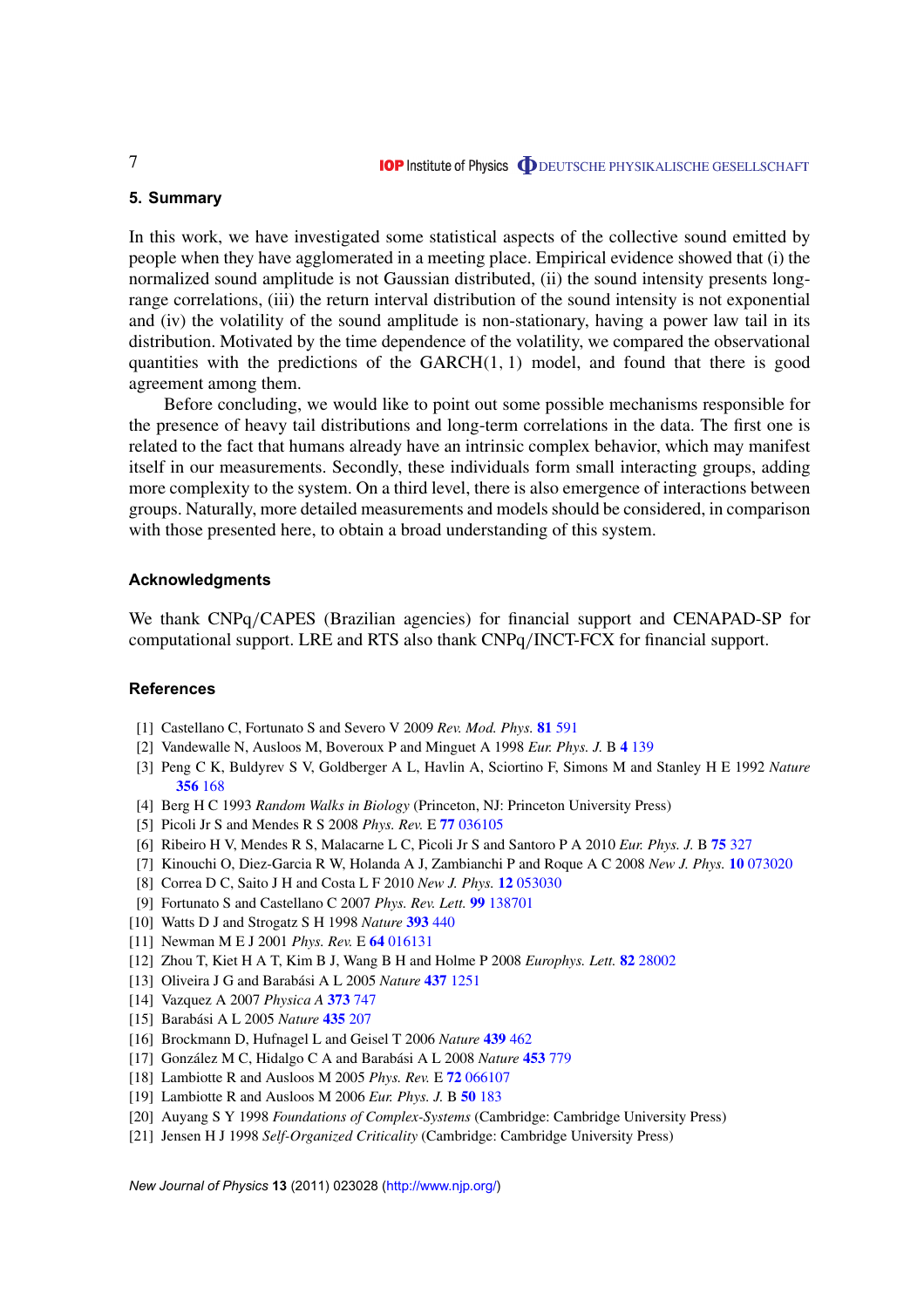## 5. Summary

In this work, we have investigated some statistical aspects of the collective sound emitted by people when they have agglomerated in a meeting place. Empirical evidence showed that (i) the normalized sound amplitude is not Gaussian distributed, (ii) the sound intensity presents long-range correlations, (iii) the return interval distribution of the sound intensity is not exponential and (iv) the volatility of the sound amplitude is non-stationary, having a power law tail in its distribution. Motivated by the time dependence of the volatility, we compared the observational quantities with the predictions of the GARCH(1, 1) model, and found that there is good agreement among them.

Before concluding, we would like to point out some possible mechanisms responsible for the presence of heavy tail distributions and long-term correlations in the data. The first one is related to the fact that humans already have an intrinsic complex behavior, which may manifest itself in our measurements. Secondly, these individuals form small interacting groups, adding more complexity to the system. On a third level, there is also emergence of interactions between groups. Naturally, more detailed measurements and models should be considered, in comparison with those presented here, to obtain a broad understanding of this system.

### Acknowledgments

We thank CNPq/CAPES (Brazilian agencies) for financial support and CENAPAD-SP for computational support. LRE and RTS also thank CNPq/INCT-FCX for financial support.

### References

[1] Castellano C, Fortunato S and Severo V 2009 *Rev. Mod. Phys.* **81** 591
[2] Vandewalle N, Ausloos M, Boveroux P and Minguet A 1998 *Eur. Phys. J.* B **4** 139
[3] Peng C K, Buldyrev S V, Goldberger A L, Havlin A, Sciortino F, Simons M and Stanley H E 1992 *Nature* **356** 168
[4] Berg H C 1993 *Random Walks in Biology* (Princeton, NJ: Princeton University Press)
[5] Picoli Jr S and Mendes R S 2008 *Phys. Rev.* E **77** 036105
[6] Ribeiro H V, Mendes R S, Malacarne L C, Picoli Jr S and Santoro P A 2010 *Eur. Phys. J.* B **75** 327
[7] Kinouchi O, Diez-Garcia R W, Holanda A J, Zambianchi P and Roque A C 2008 *New J. Phys.* **10** 073020
[8] Correa D C, Saito J H and Costa L F 2010 *New J. Phys.* **12** 053030
[9] Fortunato S and Castellano C 2007 *Phys. Rev. Lett.* **99** 138701
[10] Watts D J and Strogatz S H 1998 *Nature* **393** 440
[11] Newman M E J 2001 *Phys. Rev.* E **64** 016131
[12] Zhou T, Kiet H A T, Kim B J, Wang B H and Holme P 2008 *Europhys. Lett.* **82** 28002
[13] Oliveira J G and Barabási A L 2005 *Nature* **437** 1251
[14] Vazquez A 2007 *Physica A* **373** 747
[15] Barabási A L 2005 *Nature* **435** 207
[16] Brockmann D, Hufnagel L and Geisel T 2006 *Nature* **439** 462
[17] González M C, Hidalgo C A and Barabási A L 2008 *Nature* **453** 779
[18] Lambiotte R and Ausloos M 2005 *Phys. Rev.* E **72** 066107
[19] Lambiotte R and Ausloos M 2006 *Eur. Phys. J.* B **50** 183
[20] Auyang S Y 1998 *Foundations of Complex-Systems* (Cambridge: Cambridge University Press)
[21] Jensen H J 1998 *Self-Organized Criticality* (Cambridge: Cambridge University Press)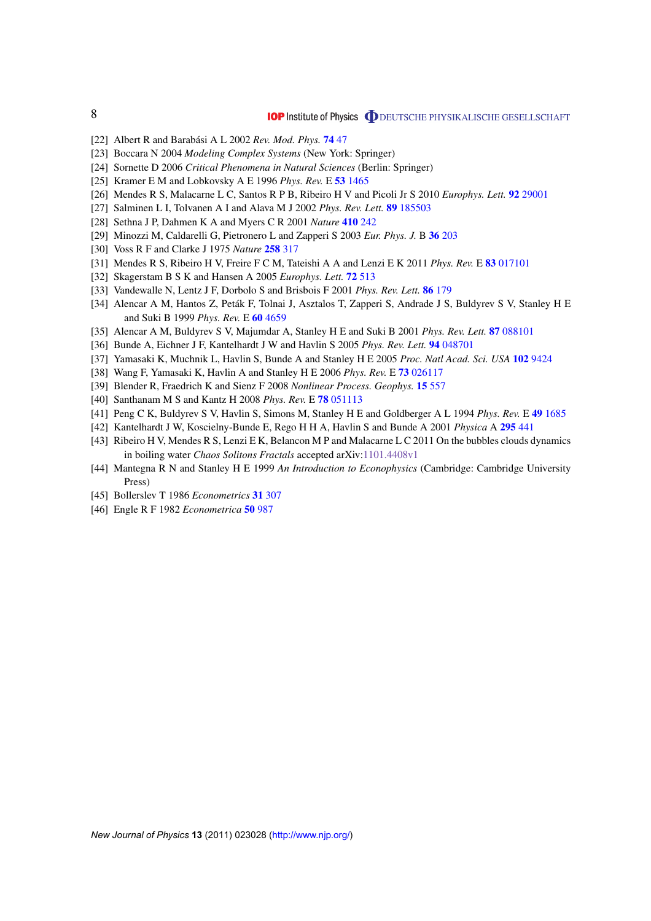[22] Albert R and Barabási A L 2002 *Rev. Mod. Phys.* **74** 47

[23] Boccara N 2004 *Modeling Complex Systems* (New York: Springer)

[24] Sornette D 2006 *Critical Phenomena in Natural Sciences* (Berlin: Springer)

[25] Kramer E M and Lobkovsky A E 1996 *Phys. Rev.* E **53** 1465

[26] Mendes R S, Malacarne L C, Santos R P B, Ribeiro H V and Picoli Jr S 2010 *Europhys. Lett.* **92** 29001

[27] Salminen L I, Tolvanen A I and Alava M J 2002 *Phys. Rev. Lett.* **89** 185503

[28] Sethna J P, Dahmen K A and Myers C R 2001 *Nature* **410** 242

[29] Minozzi M, Caldarelli G, Pietronero L and Zapperi S 2003 *Eur. Phys. J.* B **36** 203

[30] Voss R F and Clarke J 1975 *Nature* **258** 317

[31] Mendes R S, Ribeiro H V, Freire F C M, Tateishi A A and Lenzi E K 2011 *Phys. Rev.* E **83** 017101

[32] Skagerstam B S K and Hansen A 2005 *Europhys. Lett.* **72** 513

[33] Vandewalle N, Lentz J F, Dorbolo S and Brisbois F 2001 *Phys. Rev. Lett.* **86** 179

[34] Alencar A M, Hantos Z, Peták F, Tolnai J, Asztalos T, Zapperi S, Andrade J S, Buldyrev S V, Stanley H E and Suki B 1999 *Phys. Rev.* E **60** 4659

[35] Alencar A M, Buldyrev S V, Majumdar A, Stanley H E and Suki B 2001 *Phys. Rev. Lett.* **87** 088101

[36] Bunde A, Eichner J F, Kantelhardt J W and Havlin S 2005 *Phys. Rev. Lett.* **94** 048701

[37] Yamasaki K, Muchnik L, Havlin S, Bunde A and Stanley H E 2005 *Proc. Natl Acad. Sci. USA* **102** 9424

[38] Wang F, Yamasaki K, Havlin A and Stanley H E 2006 *Phys. Rev.* E **73** 026117

[39] Blender R, Fraedrich K and Sienz F 2008 *Nonlinear Process. Geophys.* **15** 557

[40] Santhanam M S and Kantz H 2008 *Phys. Rev.* E **78** 051113

[41] Peng C K, Buldyrev S V, Havlin S, Simons M, Stanley H E and Goldberger A L 1994 *Phys. Rev.* E **49** 1685

[42] Kantelhardt J W, Koscielny-Bunde E, Rego H H A, Havlin S and Bunde A 2001 *Physica* A **295** 441

[43] Ribeiro H V, Mendes R S, Lenzi E K, Belancon M P and Malacarne L C 2011 On the bubbles clouds dynamics in boiling water *Chaos Solitons Fractals* accepted arXiv:1101.4408v1

[44] Mantegna R N and Stanley H E 1999 *An Introduction to Econophysics* (Cambridge: Cambridge University Press)

[45] Bollerslev T 1986 *Econometrics* **31** 307

[46] Engle R F 1982 *Econometrica* **50** 987